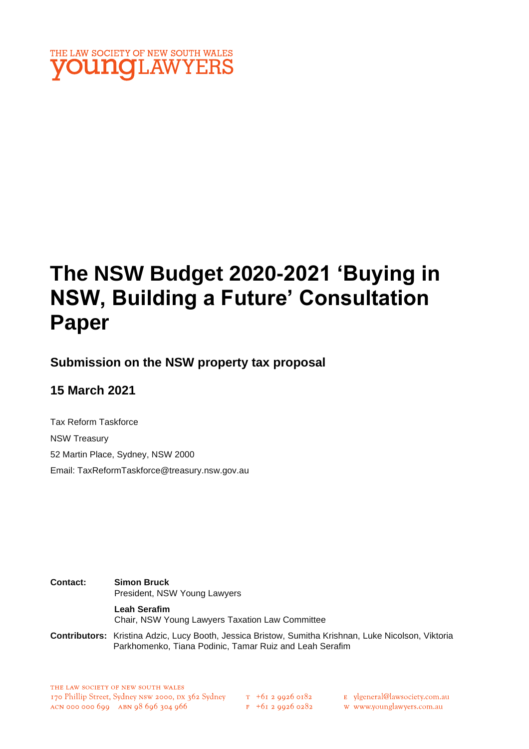THE LAW SOCIETY OF NEW SOUTH WALES
**young**LAWYERS

# The NSW Budget 2020-2021 'Buying in NSW, Building a Future' Consultation Paper

## Submission on the NSW property tax proposal

## 15 March 2021

Tax Reform Taskforce

NSW Treasury

52 Martin Place, Sydney, NSW 2000

Email: TaxReformTaskforce@treasury.nsw.gov.au

**Contact:** **Simon Bruck**
President, NSW Young Lawyers

**Leah Serafim**
Chair, NSW Young Lawyers Taxation Law Committee

**Contributors:** Kristina Adzic, Lucy Booth, Jessica Bristow, Sumitha Krishnan, Luke Nicolson, Viktoria Parkhomenko, Tiana Podinic, Tamar Ruiz and Leah Serafim

THE LAW SOCIETY OF NEW SOUTH WALES
170 Phillip Street, Sydney NSW 2000, DX 362 Sydney
ACN 000 000 699 ABN 98 696 304 966

T +61 2 9926 0182
F +61 2 9926 0282

E ylgeneral@lawsociety.com.au
W www.younglawyers.com.au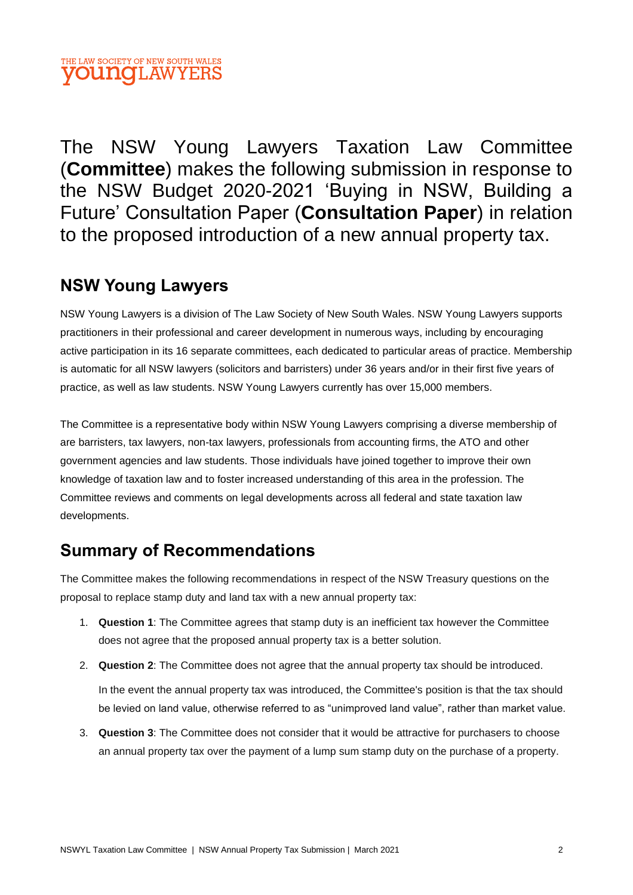The NSW Young Lawyers Taxation Law Committee (**Committee**) makes the following submission in response to the NSW Budget 2020-2021 'Buying in NSW, Building a Future' Consultation Paper (**Consultation Paper**) in relation to the proposed introduction of a new annual property tax.

## NSW Young Lawyers

NSW Young Lawyers is a division of The Law Society of New South Wales. NSW Young Lawyers supports practitioners in their professional and career development in numerous ways, including by encouraging active participation in its 16 separate committees, each dedicated to particular areas of practice. Membership is automatic for all NSW lawyers (solicitors and barristers) under 36 years and/or in their first five years of practice, as well as law students. NSW Young Lawyers currently has over 15,000 members.

The Committee is a representative body within NSW Young Lawyers comprising a diverse membership of are barristers, tax lawyers, non-tax lawyers, professionals from accounting firms, the ATO and other government agencies and law students. Those individuals have joined together to improve their own knowledge of taxation law and to foster increased understanding of this area in the profession. The Committee reviews and comments on legal developments across all federal and state taxation law developments.

## Summary of Recommendations

The Committee makes the following recommendations in respect of the NSW Treasury questions on the proposal to replace stamp duty and land tax with a new annual property tax:

1. **Question 1**: The Committee agrees that stamp duty is an inefficient tax however the Committee does not agree that the proposed annual property tax is a better solution.
2. **Question 2**: The Committee does not agree that the annual property tax should be introduced.

   In the event the annual property tax was introduced, the Committee's position is that the tax should be levied on land value, otherwise referred to as "unimproved land value", rather than market value.
3. **Question 3**: The Committee does not consider that it would be attractive for purchasers to choose an annual property tax over the payment of a lump sum stamp duty on the purchase of a property.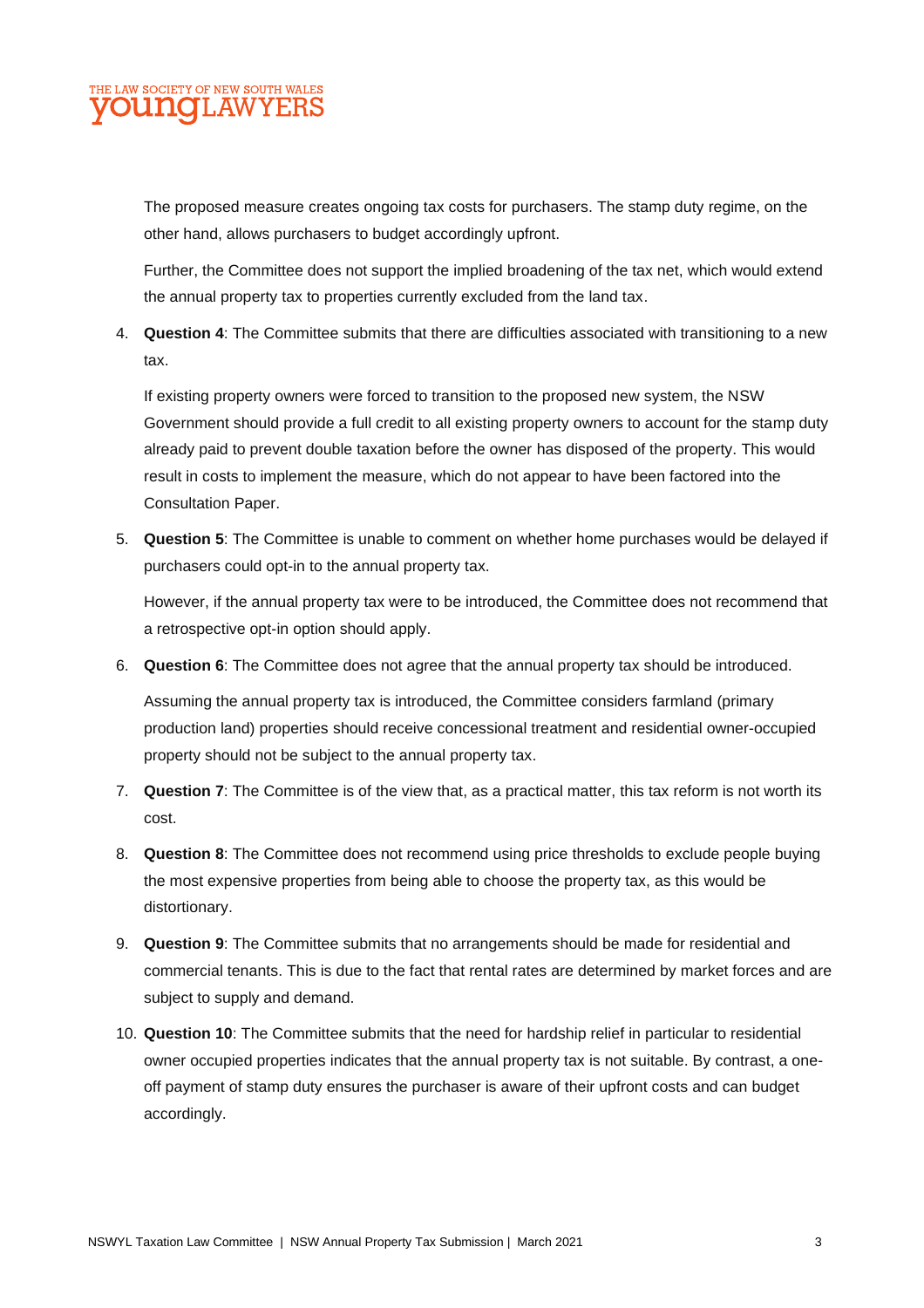The proposed measure creates ongoing tax costs for purchasers. The stamp duty regime, on the other hand, allows purchasers to budget accordingly upfront.

Further, the Committee does not support the implied broadening of the tax net, which would extend the annual property tax to properties currently excluded from the land tax.

4. **Question 4**: The Committee submits that there are difficulties associated with transitioning to a new tax.

   If existing property owners were forced to transition to the proposed new system, the NSW Government should provide a full credit to all existing property owners to account for the stamp duty already paid to prevent double taxation before the owner has disposed of the property. This would result in costs to implement the measure, which do not appear to have been factored into the Consultation Paper.

5. **Question 5**: The Committee is unable to comment on whether home purchases would be delayed if purchasers could opt-in to the annual property tax.

   However, if the annual property tax were to be introduced, the Committee does not recommend that a retrospective opt-in option should apply.

6. **Question 6**: The Committee does not agree that the annual property tax should be introduced.

   Assuming the annual property tax is introduced, the Committee considers farmland (primary production land) properties should receive concessional treatment and residential owner-occupied property should not be subject to the annual property tax.

7. **Question 7**: The Committee is of the view that, as a practical matter, this tax reform is not worth its cost.

8. **Question 8**: The Committee does not recommend using price thresholds to exclude people buying the most expensive properties from being able to choose the property tax, as this would be distortionary.

9. **Question 9**: The Committee submits that no arrangements should be made for residential and commercial tenants. This is due to the fact that rental rates are determined by market forces and are subject to supply and demand.

10. **Question 10**: The Committee submits that the need for hardship relief in particular to residential owner occupied properties indicates that the annual property tax is not suitable. By contrast, a one-off payment of stamp duty ensures the purchaser is aware of their upfront costs and can budget accordingly.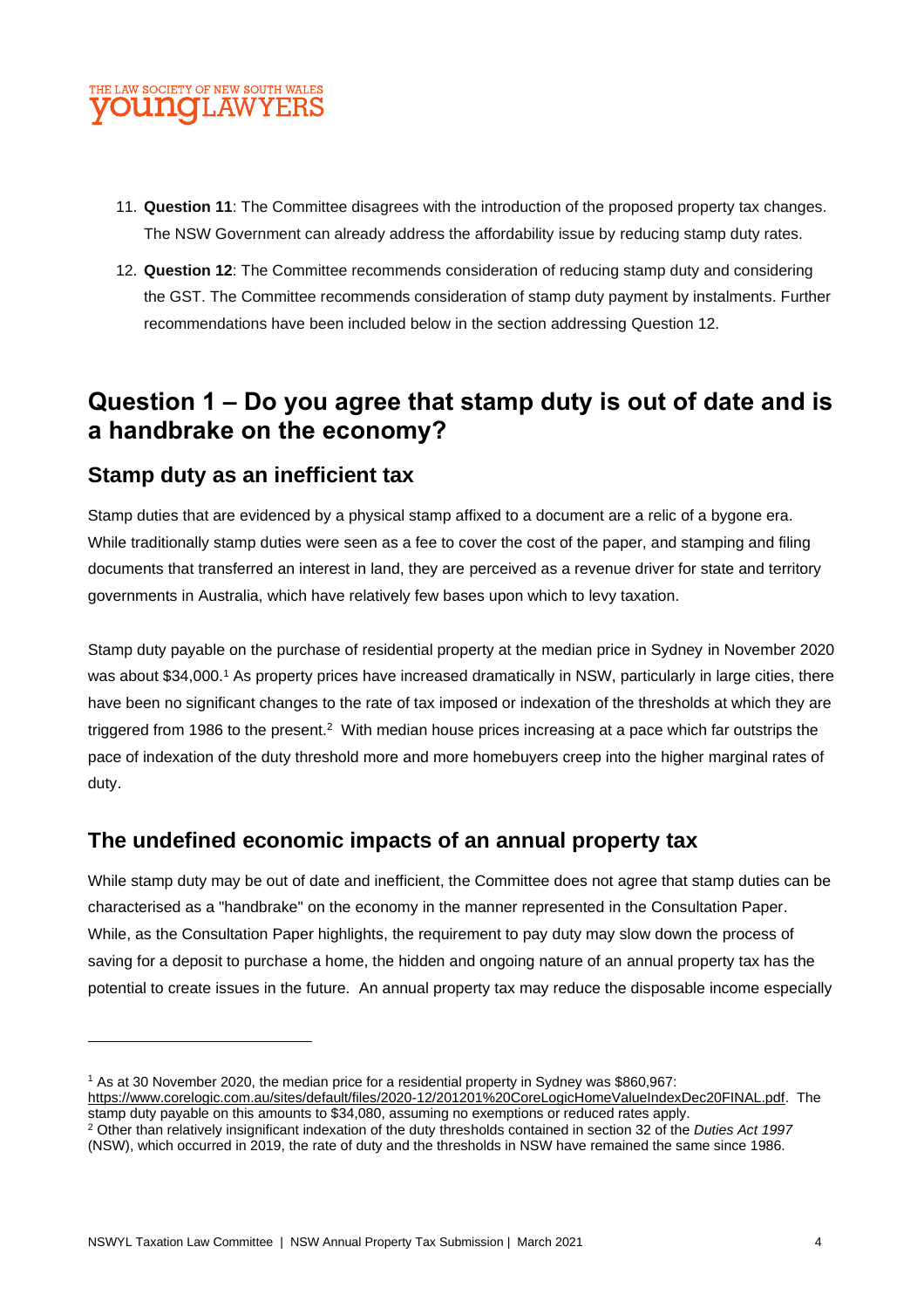11. **Question 11**: The Committee disagrees with the introduction of the proposed property tax changes. The NSW Government can already address the affordability issue by reducing stamp duty rates.

12. **Question 12**: The Committee recommends consideration of reducing stamp duty and considering the GST. The Committee recommends consideration of stamp duty payment by instalments. Further recommendations have been included below in the section addressing Question 12.

# Question 1 – Do you agree that stamp duty is out of date and is a handbrake on the economy?

## Stamp duty as an inefficient tax

Stamp duties that are evidenced by a physical stamp affixed to a document are a relic of a bygone era. While traditionally stamp duties were seen as a fee to cover the cost of the paper, and stamping and filing documents that transferred an interest in land, they are perceived as a revenue driver for state and territory governments in Australia, which have relatively few bases upon which to levy taxation.

Stamp duty payable on the purchase of residential property at the median price in Sydney in November 2020 was about $34,000.[1] As property prices have increased dramatically in NSW, particularly in large cities, there have been no significant changes to the rate of tax imposed or indexation of the thresholds at which they are triggered from 1986 to the present.[2] With median house prices increasing at a pace which far outstrips the pace of indexation of the duty threshold more and more homebuyers creep into the higher marginal rates of duty.

## The undefined economic impacts of an annual property tax

While stamp duty may be out of date and inefficient, the Committee does not agree that stamp duties can be characterised as a "handbrake" on the economy in the manner represented in the Consultation Paper. While, as the Consultation Paper highlights, the requirement to pay duty may slow down the process of saving for a deposit to purchase a home, the hidden and ongoing nature of an annual property tax has the potential to create issues in the future. An annual property tax may reduce the disposable income especially

---

[1] As at 30 November 2020, the median price for a residential property in Sydney was $860,967: https://www.corelogic.com.au/sites/default/files/2020-12/201201%20CoreLogicHomeValueIndexDec20FINAL.pdf. The stamp duty payable on this amounts to $34,080, assuming no exemptions or reduced rates apply.

[2] Other than relatively insignificant indexation of the duty thresholds contained in section 32 of the *Duties Act 1997* (NSW), which occurred in 2019, the rate of duty and the thresholds in NSW have remained the same since 1986.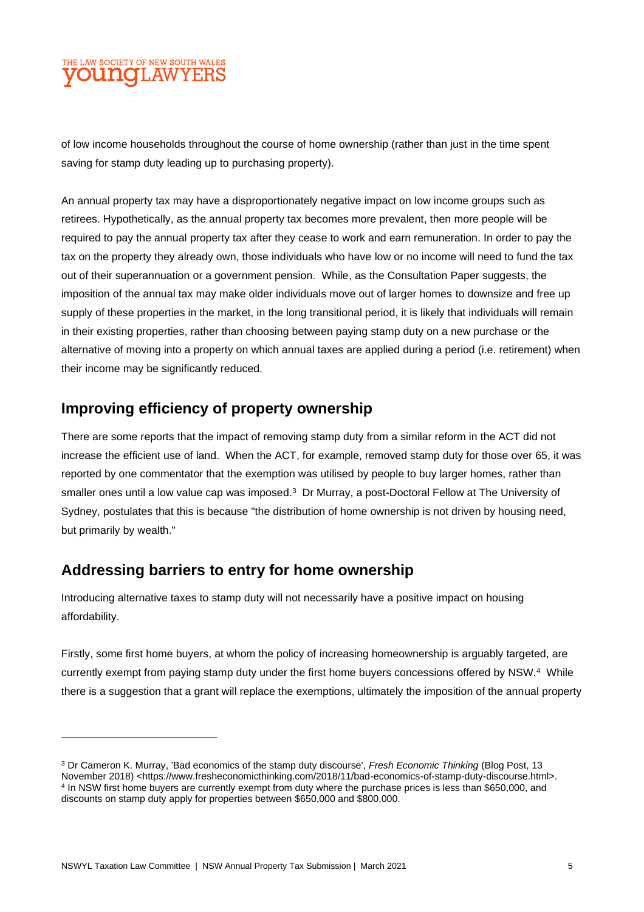of low income households throughout the course of home ownership (rather than just in the time spent saving for stamp duty leading up to purchasing property).

An annual property tax may have a disproportionately negative impact on low income groups such as retirees. Hypothetically, as the annual property tax becomes more prevalent, then more people will be required to pay the annual property tax after they cease to work and earn remuneration. In order to pay the tax on the property they already own, those individuals who have low or no income will need to fund the tax out of their superannuation or a government pension. While, as the Consultation Paper suggests, the imposition of the annual tax may make older individuals move out of larger homes to downsize and free up supply of these properties in the market, in the long transitional period, it is likely that individuals will remain in their existing properties, rather than choosing between paying stamp duty on a new purchase or the alternative of moving into a property on which annual taxes are applied during a period (i.e. retirement) when their income may be significantly reduced.

## Improving efficiency of property ownership

There are some reports that the impact of removing stamp duty from a similar reform in the ACT did not increase the efficient use of land. When the ACT, for example, removed stamp duty for those over 65, it was reported by one commentator that the exemption was utilised by people to buy larger homes, rather than smaller ones until a low value cap was imposed.[3] Dr Murray, a post-Doctoral Fellow at The University of Sydney, postulates that this is because "the distribution of home ownership is not driven by housing need, but primarily by wealth."

## Addressing barriers to entry for home ownership

Introducing alternative taxes to stamp duty will not necessarily have a positive impact on housing affordability.

Firstly, some first home buyers, at whom the policy of increasing homeownership is arguably targeted, are currently exempt from paying stamp duty under the first home buyers concessions offered by NSW.[4] While there is a suggestion that a grant will replace the exemptions, ultimately the imposition of the annual property

---

[3] Dr Cameron K. Murray, 'Bad economics of the stamp duty discourse', *Fresh Economic Thinking* (Blog Post, 13 November 2018) <https://www.fresheconomicthinking.com/2018/11/bad-economics-of-stamp-duty-discourse.html>.

[4] In NSW first home buyers are currently exempt from duty where the purchase prices is less than $650,000, and discounts on stamp duty apply for properties between $650,000 and $800,000.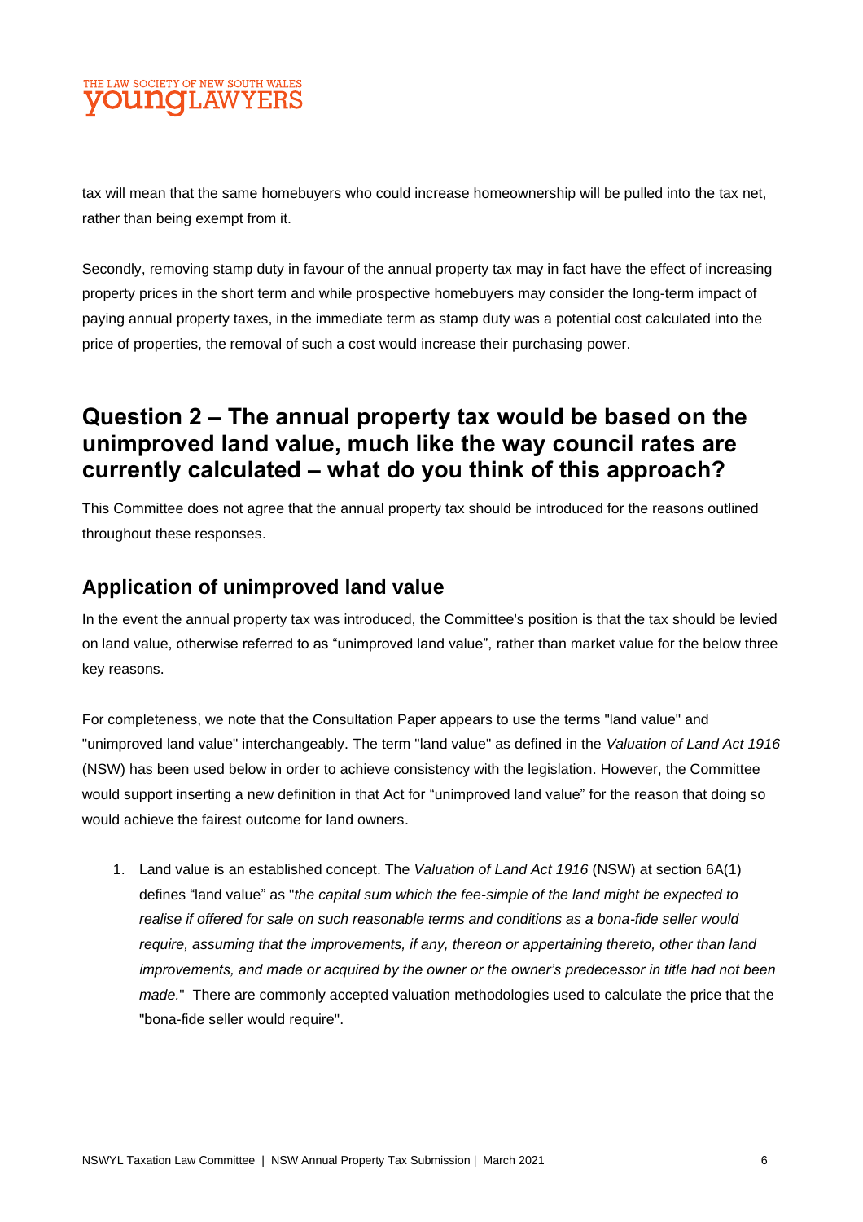tax will mean that the same homebuyers who could increase homeownership will be pulled into the tax net, rather than being exempt from it.

Secondly, removing stamp duty in favour of the annual property tax may in fact have the effect of increasing property prices in the short term and while prospective homebuyers may consider the long-term impact of paying annual property taxes, in the immediate term as stamp duty was a potential cost calculated into the price of properties, the removal of such a cost would increase their purchasing power.

## Question 2 – The annual property tax would be based on the unimproved land value, much like the way council rates are currently calculated – what do you think of this approach?

This Committee does not agree that the annual property tax should be introduced for the reasons outlined throughout these responses.

### Application of unimproved land value

In the event the annual property tax was introduced, the Committee's position is that the tax should be levied on land value, otherwise referred to as "unimproved land value", rather than market value for the below three key reasons.

For completeness, we note that the Consultation Paper appears to use the terms "land value" and "unimproved land value" interchangeably. The term "land value" as defined in the *Valuation of Land Act 1916* (NSW) has been used below in order to achieve consistency with the legislation. However, the Committee would support inserting a new definition in that Act for "unimproved land value" for the reason that doing so would achieve the fairest outcome for land owners.

1. Land value is an established concept. The *Valuation of Land Act 1916* (NSW) at section 6A(1) defines "land value" as "*the capital sum which the fee-simple of the land might be expected to realise if offered for sale on such reasonable terms and conditions as a bona-fide seller would require, assuming that the improvements, if any, thereon or appertaining thereto, other than land improvements, and made or acquired by the owner or the owner's predecessor in title had not been made.*" There are commonly accepted valuation methodologies used to calculate the price that the "bona-fide seller would require".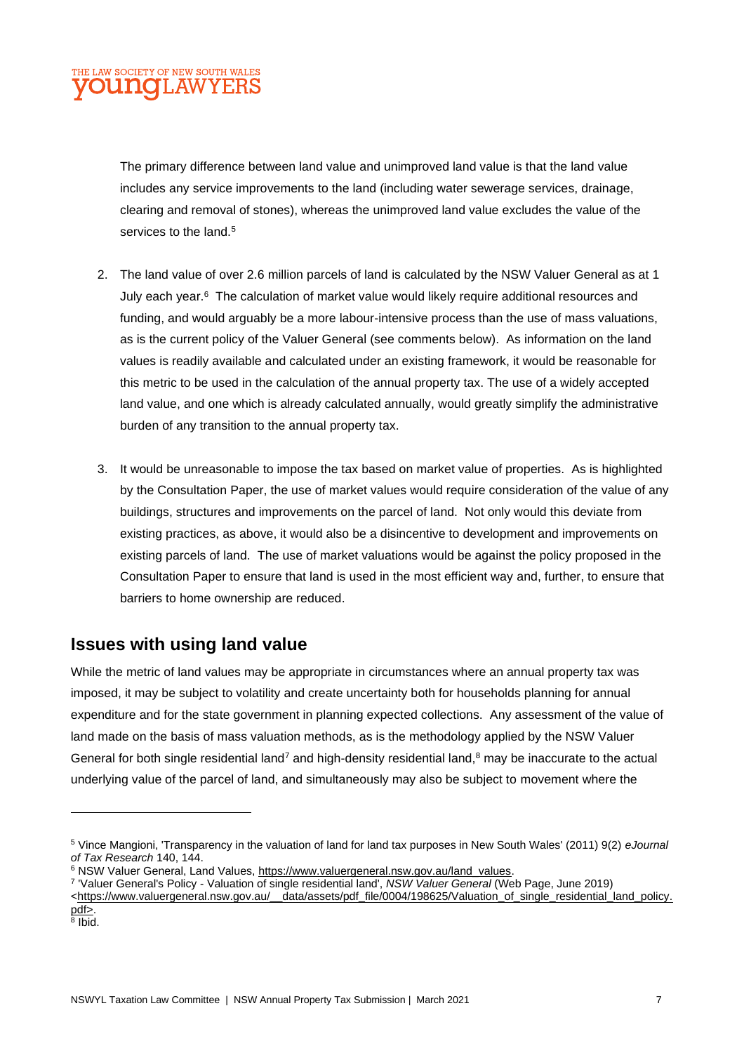The primary difference between land value and unimproved land value is that the land value includes any service improvements to the land (including water sewerage services, drainage, clearing and removal of stones), whereas the unimproved land value excludes the value of the services to the land.[5]

2. The land value of over 2.6 million parcels of land is calculated by the NSW Valuer General as at 1 July each year.[6] The calculation of market value would likely require additional resources and funding, and would arguably be a more labour-intensive process than the use of mass valuations, as is the current policy of the Valuer General (see comments below). As information on the land values is readily available and calculated under an existing framework, it would be reasonable for this metric to be used in the calculation of the annual property tax. The use of a widely accepted land value, and one which is already calculated annually, would greatly simplify the administrative burden of any transition to the annual property tax.

3. It would be unreasonable to impose the tax based on market value of properties. As is highlighted by the Consultation Paper, the use of market values would require consideration of the value of any buildings, structures and improvements on the parcel of land. Not only would this deviate from existing practices, as above, it would also be a disincentive to development and improvements on existing parcels of land. The use of market valuations would be against the policy proposed in the Consultation Paper to ensure that land is used in the most efficient way and, further, to ensure that barriers to home ownership are reduced.

## Issues with using land value

While the metric of land values may be appropriate in circumstances where an annual property tax was imposed, it may be subject to volatility and create uncertainty both for households planning for annual expenditure and for the state government in planning expected collections. Any assessment of the value of land made on the basis of mass valuation methods, as is the methodology applied by the NSW Valuer General for both single residential land[7] and high-density residential land,[8] may be inaccurate to the actual underlying value of the parcel of land, and simultaneously may also be subject to movement where the

---

[5] Vince Mangioni, 'Transparency in the valuation of land for land tax purposes in New South Wales' (2011) 9(2) *eJournal of Tax Research* 140, 144.

[6] NSW Valuer General, Land Values, https://www.valuergeneral.nsw.gov.au/land_values.

[7] 'Valuer General's Policy - Valuation of single residential land', *NSW Valuer General* (Web Page, June 2019) <https://www.valuergeneral.nsw.gov.au/__data/assets/pdf_file/0004/198625/Valuation_of_single_residential_land_policy.pdf>.

[8] Ibid.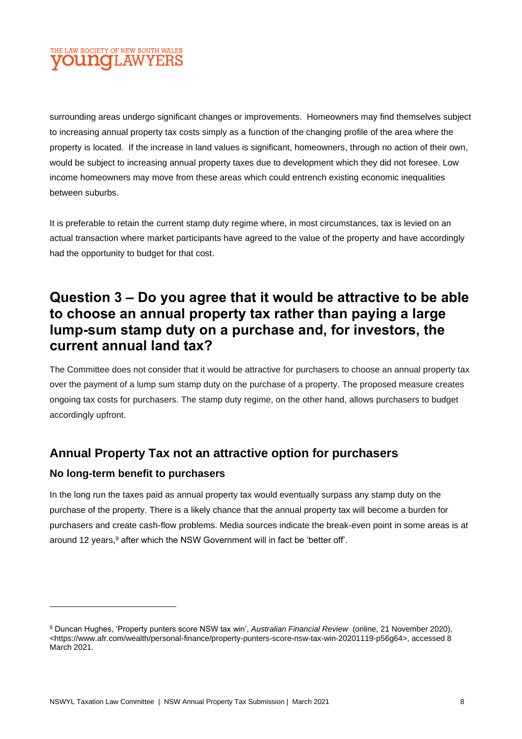surrounding areas undergo significant changes or improvements. Homeowners may find themselves subject to increasing annual property tax costs simply as a function of the changing profile of the area where the property is located. If the increase in land values is significant, homeowners, through no action of their own, would be subject to increasing annual property taxes due to development which they did not foresee. Low income homeowners may move from these areas which could entrench existing economic inequalities between suburbs.

It is preferable to retain the current stamp duty regime where, in most circumstances, tax is levied on an actual transaction where market participants have agreed to the value of the property and have accordingly had the opportunity to budget for that cost.

# Question 3 – Do you agree that it would be attractive to be able to choose an annual property tax rather than paying a large lump-sum stamp duty on a purchase and, for investors, the current annual land tax?

The Committee does not consider that it would be attractive for purchasers to choose an annual property tax over the payment of a lump sum stamp duty on the purchase of a property. The proposed measure creates ongoing tax costs for purchasers. The stamp duty regime, on the other hand, allows purchasers to budget accordingly upfront.

## Annual Property Tax not an attractive option for purchasers

### No long-term benefit to purchasers

In the long run the taxes paid as annual property tax would eventually surpass any stamp duty on the purchase of the property. There is a likely chance that the annual property tax will become a burden for purchasers and create cash-flow problems. Media sources indicate the break-even point in some areas is at around 12 years,[9] after which the NSW Government will in fact be 'better off'.

---

[9] Duncan Hughes, 'Property punters score NSW tax win', *Australian Financial Review* (online, 21 November 2020), <https://www.afr.com/wealth/personal-finance/property-punters-score-nsw-tax-win-20201119-p56g64>, accessed 8 March 2021.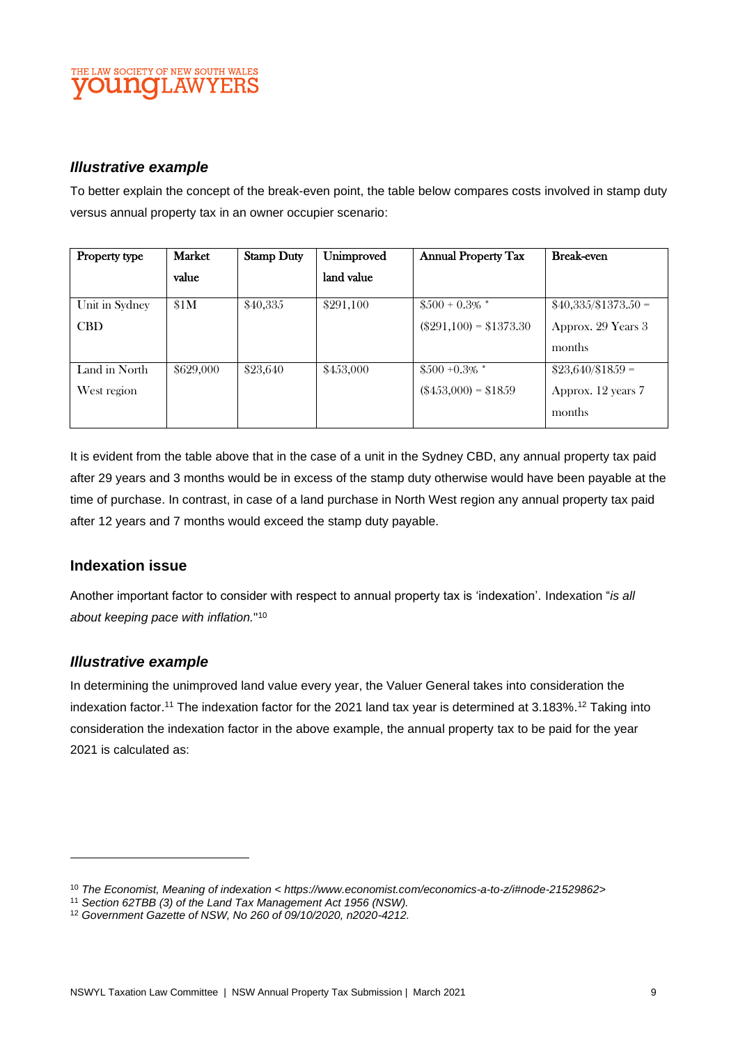### *Illustrative example*

To better explain the concept of the break-even point, the table below compares costs involved in stamp duty versus annual property tax in an owner occupier scenario:

| Property type | Market value | Stamp Duty | Unimproved land value | Annual Property Tax | Break-even |
|---|---|---|---|---|---|
| Unit in Sydney CBD | $1M | $40,335 | $291,100 | $500 + 0.3% * ($291,100) = $1373.30 | $40,335/$1373.50 = Approx. 29 Years 3 months |
| Land in North West region | $629,000 | $23,640 | $453,000 | $500 +0.3% * ($453,000) = $1859 | $23,640/$1859 = Approx. 12 years 7 months |

It is evident from the table above that in the case of a unit in the Sydney CBD, any annual property tax paid after 29 years and 3 months would be in excess of the stamp duty otherwise would have been payable at the time of purchase. In contrast, in case of a land purchase in North West region any annual property tax paid after 12 years and 7 months would exceed the stamp duty payable.

## Indexation issue

Another important factor to consider with respect to annual property tax is 'indexation'. Indexation "*is all about keeping pace with inflation.*"[10]

### *Illustrative example*

In determining the unimproved land value every year, the Valuer General takes into consideration the indexation factor.[11] The indexation factor for the 2021 land tax year is determined at 3.183%.[12] Taking into consideration the indexation factor in the above example, the annual property tax to be paid for the year 2021 is calculated as:

---

[10] *The Economist, Meaning of indexation < https://www.economist.com/economics-a-to-z/i#node-21529862>*

[11] *Section 62TBB (3) of the Land Tax Management Act 1956 (NSW).*

[12] *Government Gazette of NSW, No 260 of 09/10/2020, n2020-4212.*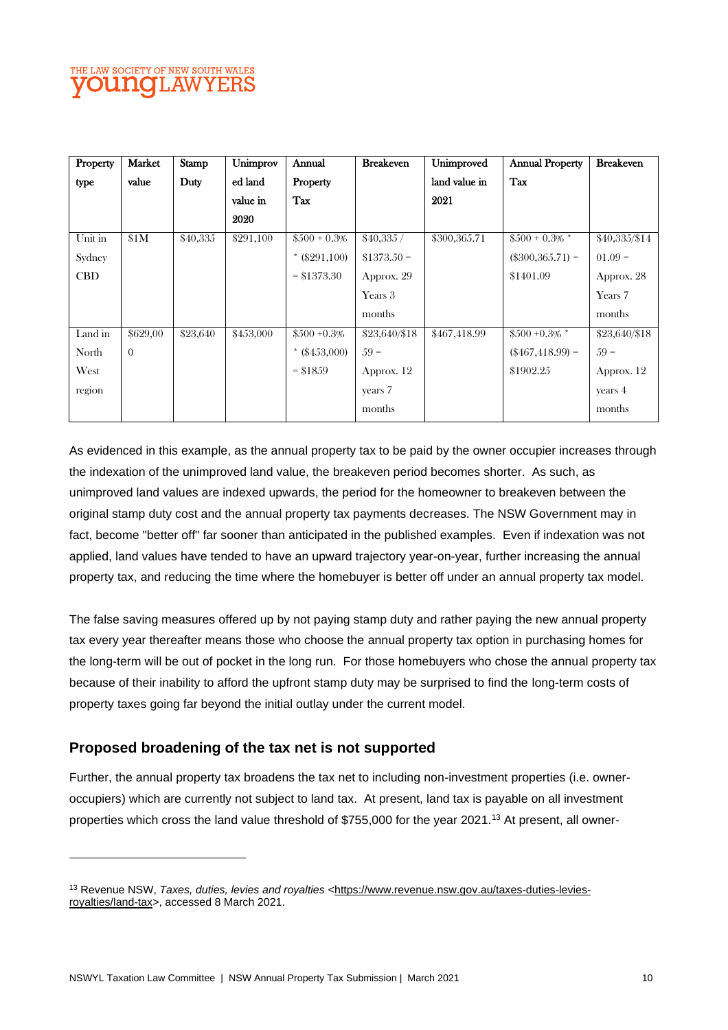| Property type | Market value | Stamp Duty | Unimproved land value in 2020 | Annual Property Tax | Breakeven | Unimproved land value in 2021 | Annual Property Tax | Breakeven |
|---|---|---|---|---|---|---|---|---|
| Unit in Sydney CBD | $1M | $40,335 | $291,100 | $500 + 0.3% * ($291,100) = $1373.30 | $40,335 / $1373.50 = Approx. 29 Years 3 months | $300,365.71 | $500 + 0.3% * ($300,365.71) = $1401.09 | $40,335/$14 01.09 = Approx. 28 Years 7 months |
| Land in North West region | $629,00 0 | $23,640 | $453,000 | $500 +0.3% * ($453,000) = $1859 | $23,640/$18 59 = Approx. 12 years 7 months | $467,418.99 | $500 +0.3% * ($467,418.99) = $1902.25 | $23,640/$18 59 = Approx. 12 years 4 months |

As evidenced in this example, as the annual property tax to be paid by the owner occupier increases through the indexation of the unimproved land value, the breakeven period becomes shorter. As such, as unimproved land values are indexed upwards, the period for the homeowner to breakeven between the original stamp duty cost and the annual property tax payments decreases. The NSW Government may in fact, become "better off" far sooner than anticipated in the published examples. Even if indexation was not applied, land values have tended to have an upward trajectory year-on-year, further increasing the annual property tax, and reducing the time where the homebuyer is better off under an annual property tax model.

The false saving measures offered up by not paying stamp duty and rather paying the new annual property tax every year thereafter means those who choose the annual property tax option in purchasing homes for the long-term will be out of pocket in the long run. For those homebuyers who chose the annual property tax because of their inability to afford the upfront stamp duty may be surprised to find the long-term costs of property taxes going far beyond the initial outlay under the current model.

## Proposed broadening of the tax net is not supported

Further, the annual property tax broadens the tax net to including non-investment properties (i.e. owner-occupiers) which are currently not subject to land tax. At present, land tax is payable on all investment properties which cross the land value threshold of $755,000 for the year 2021.[13] At present, all owner-

[13] Revenue NSW, *Taxes, duties, levies and royalties* <https://www.revenue.nsw.gov.au/taxes-duties-levies-royalties/land-tax>, accessed 8 March 2021.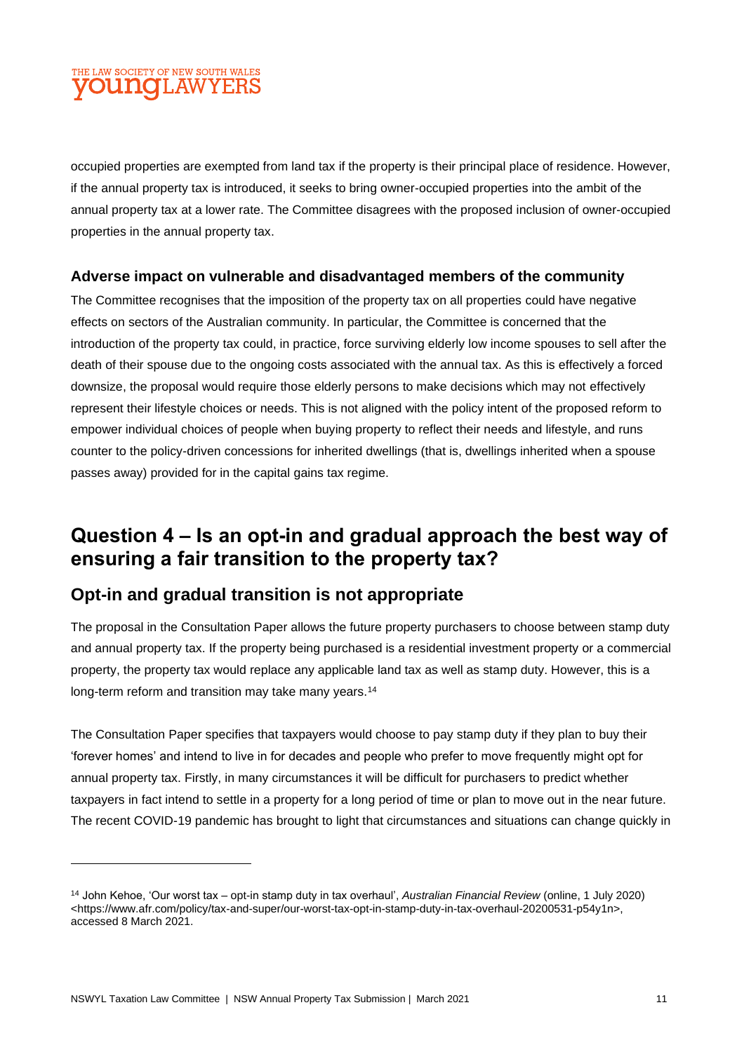occupied properties are exempted from land tax if the property is their principal place of residence. However, if the annual property tax is introduced, it seeks to bring owner-occupied properties into the ambit of the annual property tax at a lower rate. The Committee disagrees with the proposed inclusion of owner-occupied properties in the annual property tax.

### Adverse impact on vulnerable and disadvantaged members of the community

The Committee recognises that the imposition of the property tax on all properties could have negative effects on sectors of the Australian community. In particular, the Committee is concerned that the introduction of the property tax could, in practice, force surviving elderly low income spouses to sell after the death of their spouse due to the ongoing costs associated with the annual tax. As this is effectively a forced downsize, the proposal would require those elderly persons to make decisions which may not effectively represent their lifestyle choices or needs. This is not aligned with the policy intent of the proposed reform to empower individual choices of people when buying property to reflect their needs and lifestyle, and runs counter to the policy-driven concessions for inherited dwellings (that is, dwellings inherited when a spouse passes away) provided for in the capital gains tax regime.

# Question 4 – Is an opt-in and gradual approach the best way of ensuring a fair transition to the property tax?

## Opt-in and gradual transition is not appropriate

The proposal in the Consultation Paper allows the future property purchasers to choose between stamp duty and annual property tax. If the property being purchased is a residential investment property or a commercial property, the property tax would replace any applicable land tax as well as stamp duty. However, this is a long-term reform and transition may take many years.[14]

The Consultation Paper specifies that taxpayers would choose to pay stamp duty if they plan to buy their 'forever homes' and intend to live in for decades and people who prefer to move frequently might opt for annual property tax. Firstly, in many circumstances it will be difficult for purchasers to predict whether taxpayers in fact intend to settle in a property for a long period of time or plan to move out in the near future. The recent COVID-19 pandemic has brought to light that circumstances and situations can change quickly in

[14] John Kehoe, 'Our worst tax – opt-in stamp duty in tax overhaul', *Australian Financial Review* (online, 1 July 2020) <https://www.afr.com/policy/tax-and-super/our-worst-tax-opt-in-stamp-duty-in-tax-overhaul-20200531-p54y1n>, accessed 8 March 2021.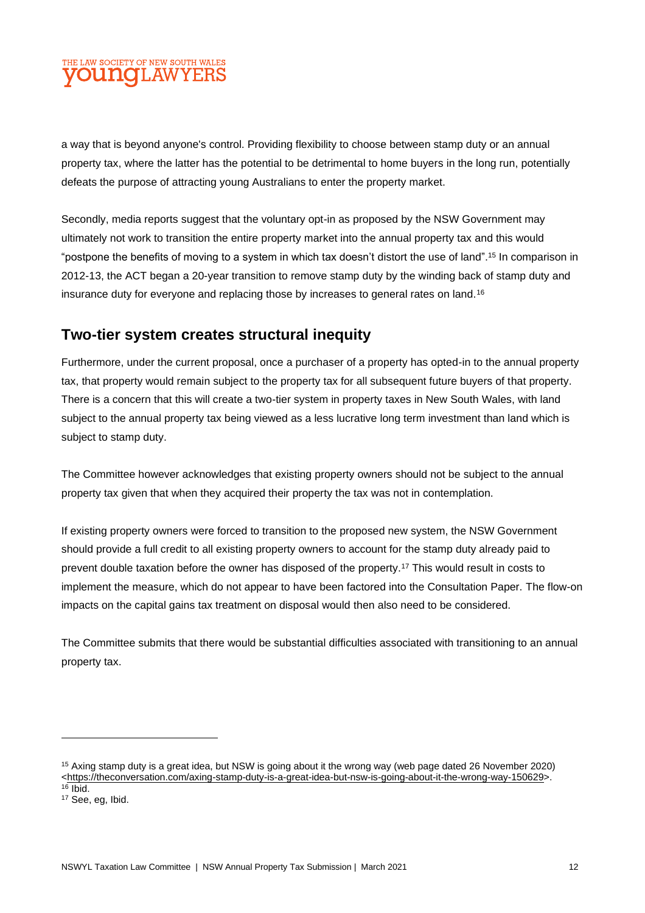a way that is beyond anyone's control. Providing flexibility to choose between stamp duty or an annual property tax, where the latter has the potential to be detrimental to home buyers in the long run, potentially defeats the purpose of attracting young Australians to enter the property market.

Secondly, media reports suggest that the voluntary opt-in as proposed by the NSW Government may ultimately not work to transition the entire property market into the annual property tax and this would "postpone the benefits of moving to a system in which tax doesn't distort the use of land".[15] In comparison in 2012-13, the ACT began a 20-year transition to remove stamp duty by the winding back of stamp duty and insurance duty for everyone and replacing those by increases to general rates on land.[16]

## Two-tier system creates structural inequity

Furthermore, under the current proposal, once a purchaser of a property has opted-in to the annual property tax, that property would remain subject to the property tax for all subsequent future buyers of that property. There is a concern that this will create a two-tier system in property taxes in New South Wales, with land subject to the annual property tax being viewed as a less lucrative long term investment than land which is subject to stamp duty.

The Committee however acknowledges that existing property owners should not be subject to the annual property tax given that when they acquired their property the tax was not in contemplation.

If existing property owners were forced to transition to the proposed new system, the NSW Government should provide a full credit to all existing property owners to account for the stamp duty already paid to prevent double taxation before the owner has disposed of the property.[17] This would result in costs to implement the measure, which do not appear to have been factored into the Consultation Paper. The flow-on impacts on the capital gains tax treatment on disposal would then also need to be considered.

The Committee submits that there would be substantial difficulties associated with transitioning to an annual property tax.

---

[15] Axing stamp duty is a great idea, but NSW is going about it the wrong way (web page dated 26 November 2020) <https://theconversation.com/axing-stamp-duty-is-a-great-idea-but-nsw-is-going-about-it-the-wrong-way-150629>.

[16] Ibid.

[17] See, eg, Ibid.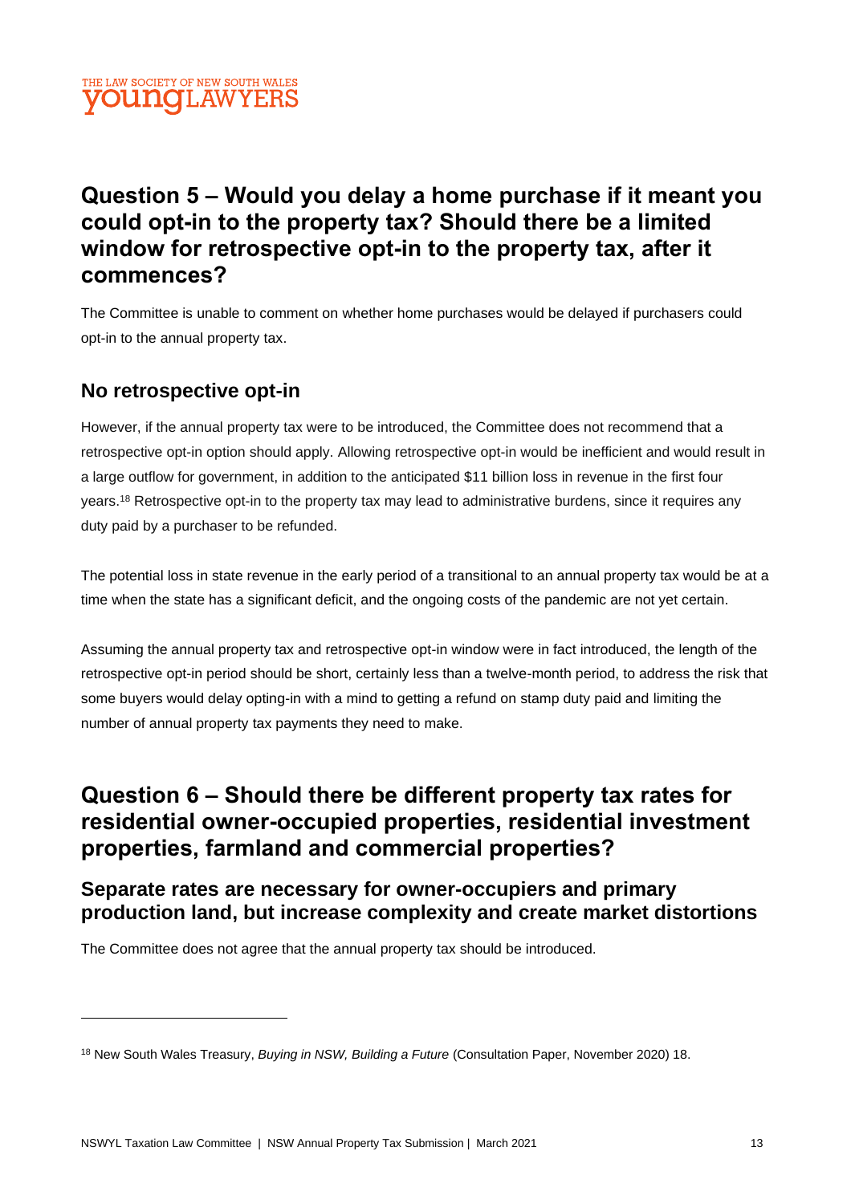## Question 5 – Would you delay a home purchase if it meant you could opt-in to the property tax? Should there be a limited window for retrospective opt-in to the property tax, after it commences?

The Committee is unable to comment on whether home purchases would be delayed if purchasers could opt-in to the annual property tax.

### No retrospective opt-in

However, if the annual property tax were to be introduced, the Committee does not recommend that a retrospective opt-in option should apply. Allowing retrospective opt-in would be inefficient and would result in a large outflow for government, in addition to the anticipated $11 billion loss in revenue in the first four years.[18] Retrospective opt-in to the property tax may lead to administrative burdens, since it requires any duty paid by a purchaser to be refunded.

The potential loss in state revenue in the early period of a transitional to an annual property tax would be at a time when the state has a significant deficit, and the ongoing costs of the pandemic are not yet certain.

Assuming the annual property tax and retrospective opt-in window were in fact introduced, the length of the retrospective opt-in period should be short, certainly less than a twelve-month period, to address the risk that some buyers would delay opting-in with a mind to getting a refund on stamp duty paid and limiting the number of annual property tax payments they need to make.

## Question 6 – Should there be different property tax rates for residential owner-occupied properties, residential investment properties, farmland and commercial properties?

### Separate rates are necessary for owner-occupiers and primary production land, but increase complexity and create market distortions

The Committee does not agree that the annual property tax should be introduced.

---

[18] New South Wales Treasury, *Buying in NSW, Building a Future* (Consultation Paper, November 2020) 18.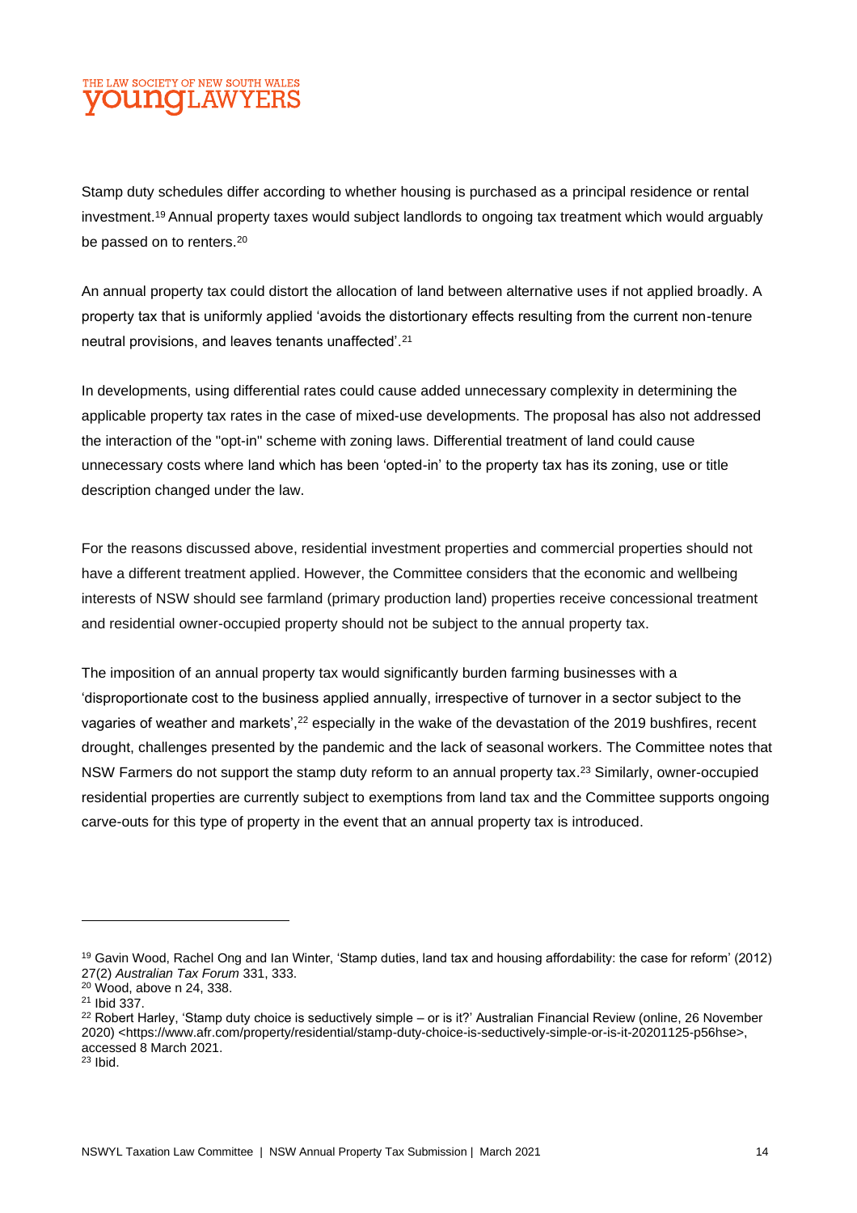Stamp duty schedules differ according to whether housing is purchased as a principal residence or rental investment.[19] Annual property taxes would subject landlords to ongoing tax treatment which would arguably be passed on to renters.[20]

An annual property tax could distort the allocation of land between alternative uses if not applied broadly. A property tax that is uniformly applied 'avoids the distortionary effects resulting from the current non-tenure neutral provisions, and leaves tenants unaffected'.[21]

In developments, using differential rates could cause added unnecessary complexity in determining the applicable property tax rates in the case of mixed-use developments. The proposal has also not addressed the interaction of the "opt-in" scheme with zoning laws. Differential treatment of land could cause unnecessary costs where land which has been 'opted-in' to the property tax has its zoning, use or title description changed under the law.

For the reasons discussed above, residential investment properties and commercial properties should not have a different treatment applied. However, the Committee considers that the economic and wellbeing interests of NSW should see farmland (primary production land) properties receive concessional treatment and residential owner-occupied property should not be subject to the annual property tax.

The imposition of an annual property tax would significantly burden farming businesses with a 'disproportionate cost to the business applied annually, irrespective of turnover in a sector subject to the vagaries of weather and markets',[22] especially in the wake of the devastation of the 2019 bushfires, recent drought, challenges presented by the pandemic and the lack of seasonal workers. The Committee notes that NSW Farmers do not support the stamp duty reform to an annual property tax.[23] Similarly, owner-occupied residential properties are currently subject to exemptions from land tax and the Committee supports ongoing carve-outs for this type of property in the event that an annual property tax is introduced.

---

[19] Gavin Wood, Rachel Ong and Ian Winter, 'Stamp duties, land tax and housing affordability: the case for reform' (2012) 27(2) *Australian Tax Forum* 331, 333.

[20] Wood, above n 24, 338.

[21] Ibid 337.

[22] Robert Harley, 'Stamp duty choice is seductively simple – or is it?' Australian Financial Review (online, 26 November 2020) <https://www.afr.com/property/residential/stamp-duty-choice-is-seductively-simple-or-is-it-20201125-p56hse>, accessed 8 March 2021.

[23] Ibid.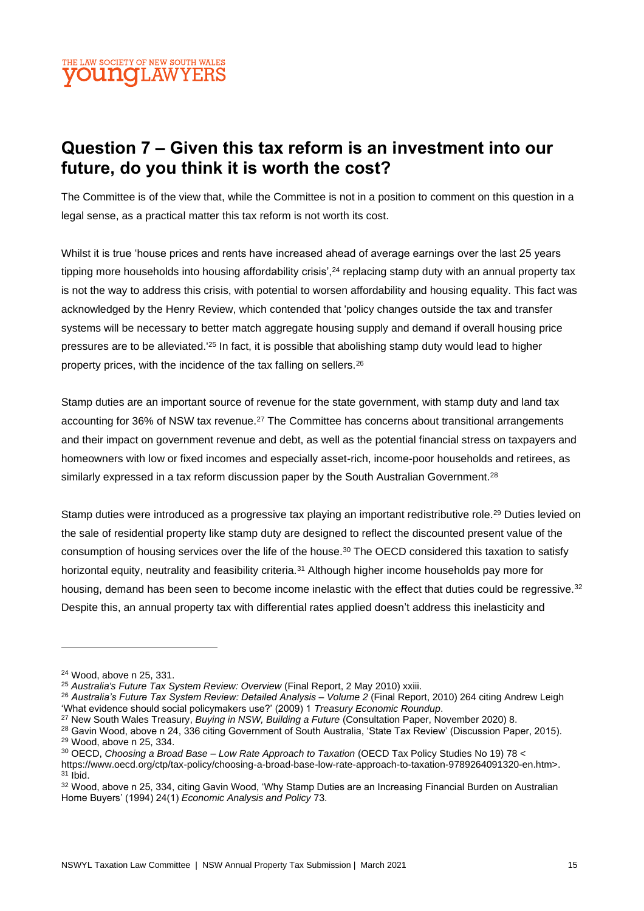## Question 7 – Given this tax reform is an investment into our future, do you think it is worth the cost?

The Committee is of the view that, while the Committee is not in a position to comment on this question in a legal sense, as a practical matter this tax reform is not worth its cost.

Whilst it is true 'house prices and rents have increased ahead of average earnings over the last 25 years tipping more households into housing affordability crisis',[24] replacing stamp duty with an annual property tax is not the way to address this crisis, with potential to worsen affordability and housing equality. This fact was acknowledged by the Henry Review, which contended that 'policy changes outside the tax and transfer systems will be necessary to better match aggregate housing supply and demand if overall housing price pressures are to be alleviated.'[25] In fact, it is possible that abolishing stamp duty would lead to higher property prices, with the incidence of the tax falling on sellers.[26]

Stamp duties are an important source of revenue for the state government, with stamp duty and land tax accounting for 36% of NSW tax revenue.[27] The Committee has concerns about transitional arrangements and their impact on government revenue and debt, as well as the potential financial stress on taxpayers and homeowners with low or fixed incomes and especially asset-rich, income-poor households and retirees, as similarly expressed in a tax reform discussion paper by the South Australian Government.[28]

Stamp duties were introduced as a progressive tax playing an important redistributive role.[29] Duties levied on the sale of residential property like stamp duty are designed to reflect the discounted present value of the consumption of housing services over the life of the house.[30] The OECD considered this taxation to satisfy horizontal equity, neutrality and feasibility criteria.[31] Although higher income households pay more for housing, demand has been seen to become income inelastic with the effect that duties could be regressive.[32] Despite this, an annual property tax with differential rates applied doesn't address this inelasticity and

---

[24] Wood, above n 25, 331.

[25] *Australia's Future Tax System Review: Overview* (Final Report, 2 May 2010) xxiii.

[26] *Australia's Future Tax System Review: Detailed Analysis – Volume 2* (Final Report, 2010) 264 citing Andrew Leigh 'What evidence should social policymakers use?' (2009) 1 *Treasury Economic Roundup*.

[27] New South Wales Treasury, *Buying in NSW, Building a Future* (Consultation Paper, November 2020) 8.

[28] Gavin Wood, above n 24, 336 citing Government of South Australia, 'State Tax Review' (Discussion Paper, 2015).

[29] Wood, above n 25, 334.

[30] OECD, *Choosing a Broad Base – Low Rate Approach to Taxation* (OECD Tax Policy Studies No 19) 78 < https://www.oecd.org/ctp/tax-policy/choosing-a-broad-base-low-rate-approach-to-taxation-9789264091320-en.htm>.

[31] Ibid.

[32] Wood, above n 25, 334, citing Gavin Wood, 'Why Stamp Duties are an Increasing Financial Burden on Australian Home Buyers' (1994) 24(1) *Economic Analysis and Policy* 73.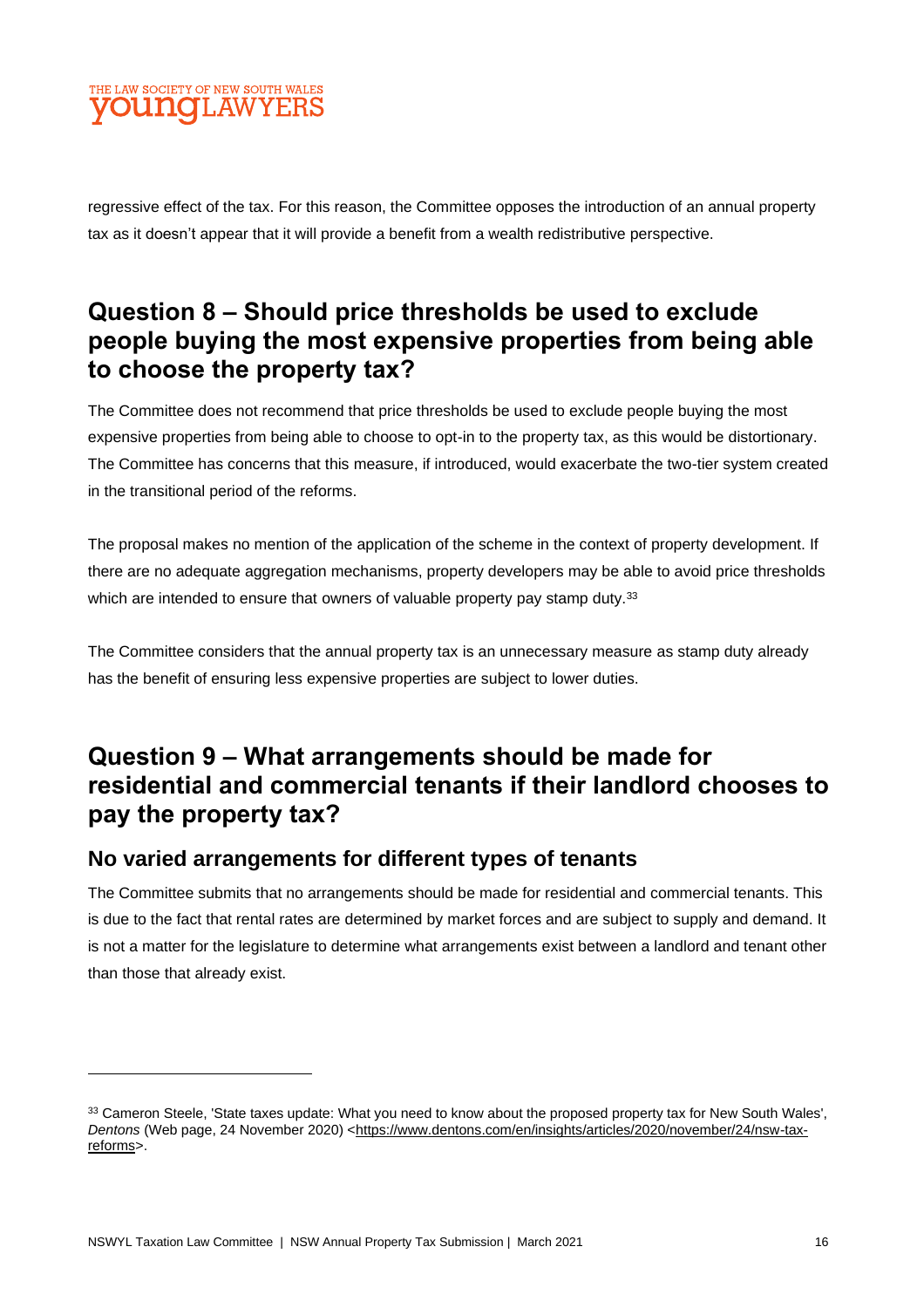regressive effect of the tax. For this reason, the Committee opposes the introduction of an annual property tax as it doesn't appear that it will provide a benefit from a wealth redistributive perspective.

## Question 8 – Should price thresholds be used to exclude people buying the most expensive properties from being able to choose the property tax?

The Committee does not recommend that price thresholds be used to exclude people buying the most expensive properties from being able to choose to opt-in to the property tax, as this would be distortionary. The Committee has concerns that this measure, if introduced, would exacerbate the two-tier system created in the transitional period of the reforms.

The proposal makes no mention of the application of the scheme in the context of property development. If there are no adequate aggregation mechanisms, property developers may be able to avoid price thresholds which are intended to ensure that owners of valuable property pay stamp duty.[33]

The Committee considers that the annual property tax is an unnecessary measure as stamp duty already has the benefit of ensuring less expensive properties are subject to lower duties.

## Question 9 – What arrangements should be made for residential and commercial tenants if their landlord chooses to pay the property tax?

### No varied arrangements for different types of tenants

The Committee submits that no arrangements should be made for residential and commercial tenants. This is due to the fact that rental rates are determined by market forces and are subject to supply and demand. It is not a matter for the legislature to determine what arrangements exist between a landlord and tenant other than those that already exist.

---

[33] Cameron Steele, 'State taxes update: What you need to know about the proposed property tax for New South Wales', *Dentons* (Web page, 24 November 2020) <https://www.dentons.com/en/insights/articles/2020/november/24/nsw-tax-reforms>.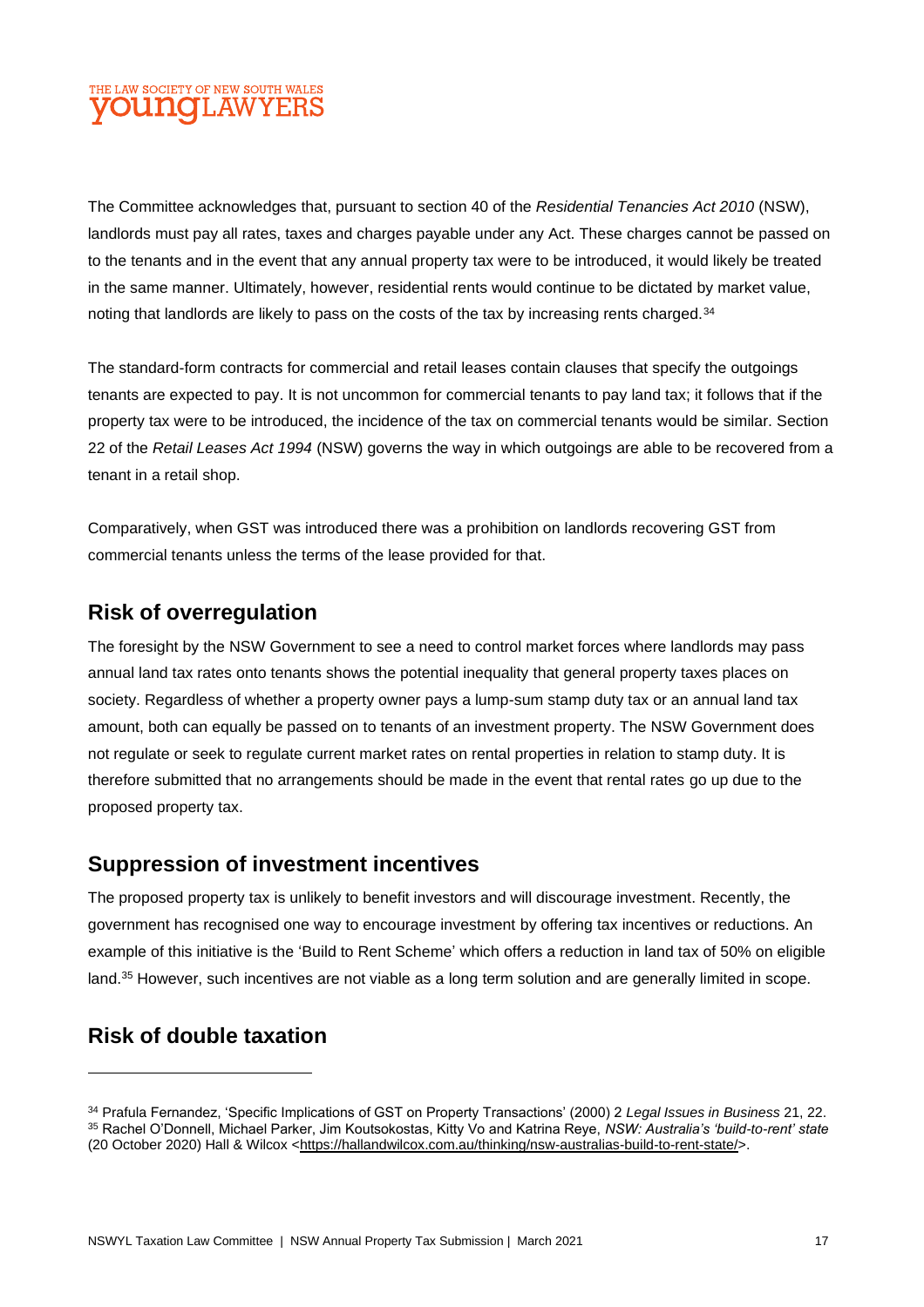The Committee acknowledges that, pursuant to section 40 of the *Residential Tenancies Act 2010* (NSW), landlords must pay all rates, taxes and charges payable under any Act. These charges cannot be passed on to the tenants and in the event that any annual property tax were to be introduced, it would likely be treated in the same manner. Ultimately, however, residential rents would continue to be dictated by market value, noting that landlords are likely to pass on the costs of the tax by increasing rents charged.[34]

The standard-form contracts for commercial and retail leases contain clauses that specify the outgoings tenants are expected to pay. It is not uncommon for commercial tenants to pay land tax; it follows that if the property tax were to be introduced, the incidence of the tax on commercial tenants would be similar. Section 22 of the *Retail Leases Act 1994* (NSW) governs the way in which outgoings are able to be recovered from a tenant in a retail shop.

Comparatively, when GST was introduced there was a prohibition on landlords recovering GST from commercial tenants unless the terms of the lease provided for that.

## Risk of overregulation

The foresight by the NSW Government to see a need to control market forces where landlords may pass annual land tax rates onto tenants shows the potential inequality that general property taxes places on society. Regardless of whether a property owner pays a lump-sum stamp duty tax or an annual land tax amount, both can equally be passed on to tenants of an investment property. The NSW Government does not regulate or seek to regulate current market rates on rental properties in relation to stamp duty. It is therefore submitted that no arrangements should be made in the event that rental rates go up due to the proposed property tax.

## Suppression of investment incentives

The proposed property tax is unlikely to benefit investors and will discourage investment. Recently, the government has recognised one way to encourage investment by offering tax incentives or reductions. An example of this initiative is the 'Build to Rent Scheme' which offers a reduction in land tax of 50% on eligible land.[35] However, such incentives are not viable as a long term solution and are generally limited in scope.

## Risk of double taxation

---

[34] Prafula Fernandez, 'Specific Implications of GST on Property Transactions' (2000) 2 *Legal Issues in Business* 21, 22.

[35] Rachel O'Donnell, Michael Parker, Jim Koutsokostas, Kitty Vo and Katrina Reye, *NSW: Australia's 'build-to-rent' state* (20 October 2020) Hall & Wilcox <https://hallandwilcox.com.au/thinking/nsw-australias-build-to-rent-state/>.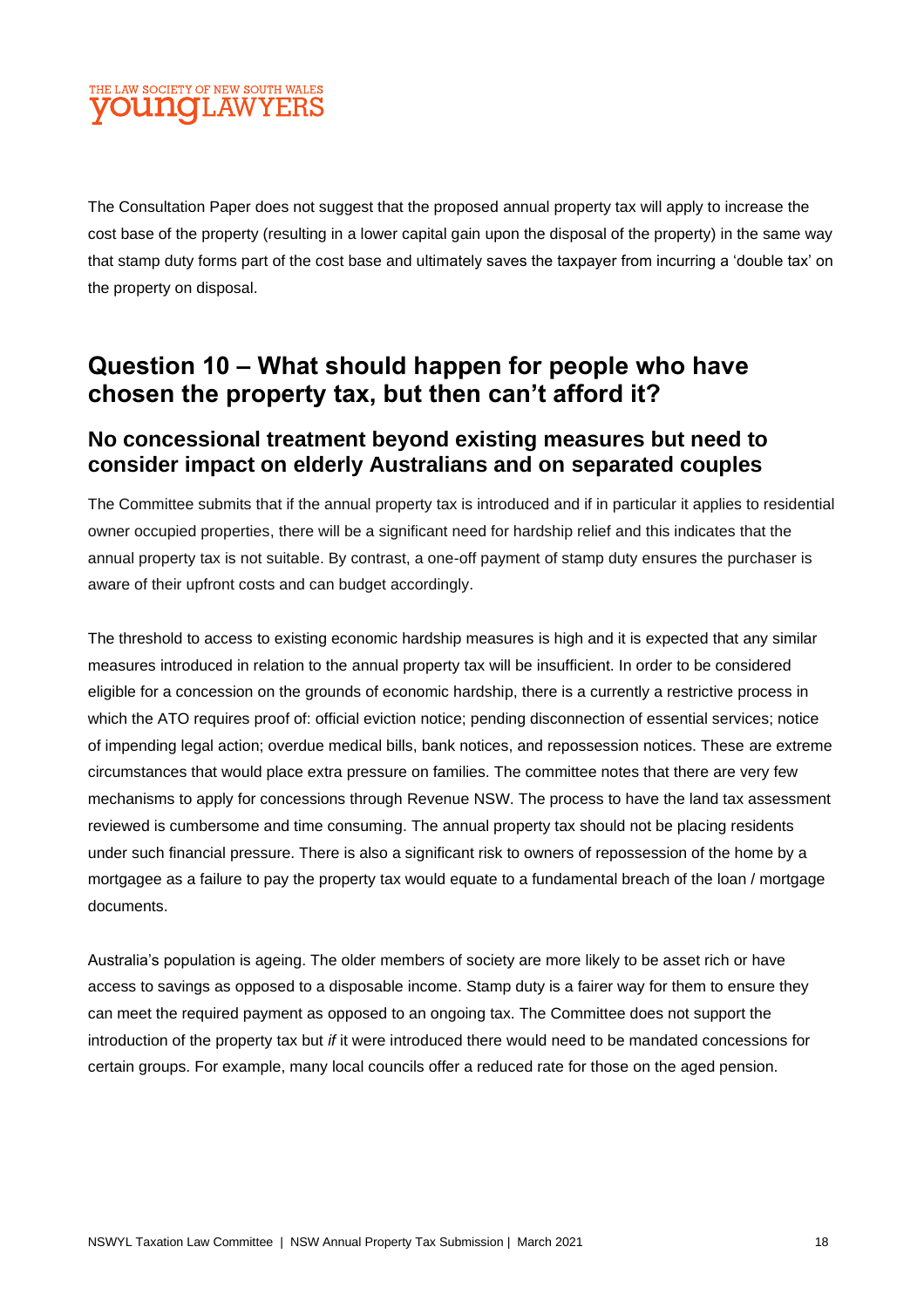The Consultation Paper does not suggest that the proposed annual property tax will apply to increase the cost base of the property (resulting in a lower capital gain upon the disposal of the property) in the same way that stamp duty forms part of the cost base and ultimately saves the taxpayer from incurring a 'double tax' on the property on disposal.

## Question 10 – What should happen for people who have chosen the property tax, but then can't afford it?

### No concessional treatment beyond existing measures but need to consider impact on elderly Australians and on separated couples

The Committee submits that if the annual property tax is introduced and if in particular it applies to residential owner occupied properties, there will be a significant need for hardship relief and this indicates that the annual property tax is not suitable. By contrast, a one-off payment of stamp duty ensures the purchaser is aware of their upfront costs and can budget accordingly.

The threshold to access to existing economic hardship measures is high and it is expected that any similar measures introduced in relation to the annual property tax will be insufficient. In order to be considered eligible for a concession on the grounds of economic hardship, there is a currently a restrictive process in which the ATO requires proof of: official eviction notice; pending disconnection of essential services; notice of impending legal action; overdue medical bills, bank notices, and repossession notices. These are extreme circumstances that would place extra pressure on families. The committee notes that there are very few mechanisms to apply for concessions through Revenue NSW. The process to have the land tax assessment reviewed is cumbersome and time consuming. The annual property tax should not be placing residents under such financial pressure. There is also a significant risk to owners of repossession of the home by a mortgagee as a failure to pay the property tax would equate to a fundamental breach of the loan / mortgage documents.

Australia's population is ageing. The older members of society are more likely to be asset rich or have access to savings as opposed to a disposable income. Stamp duty is a fairer way for them to ensure they can meet the required payment as opposed to an ongoing tax. The Committee does not support the introduction of the property tax but *if* it were introduced there would need to be mandated concessions for certain groups. For example, many local councils offer a reduced rate for those on the aged pension.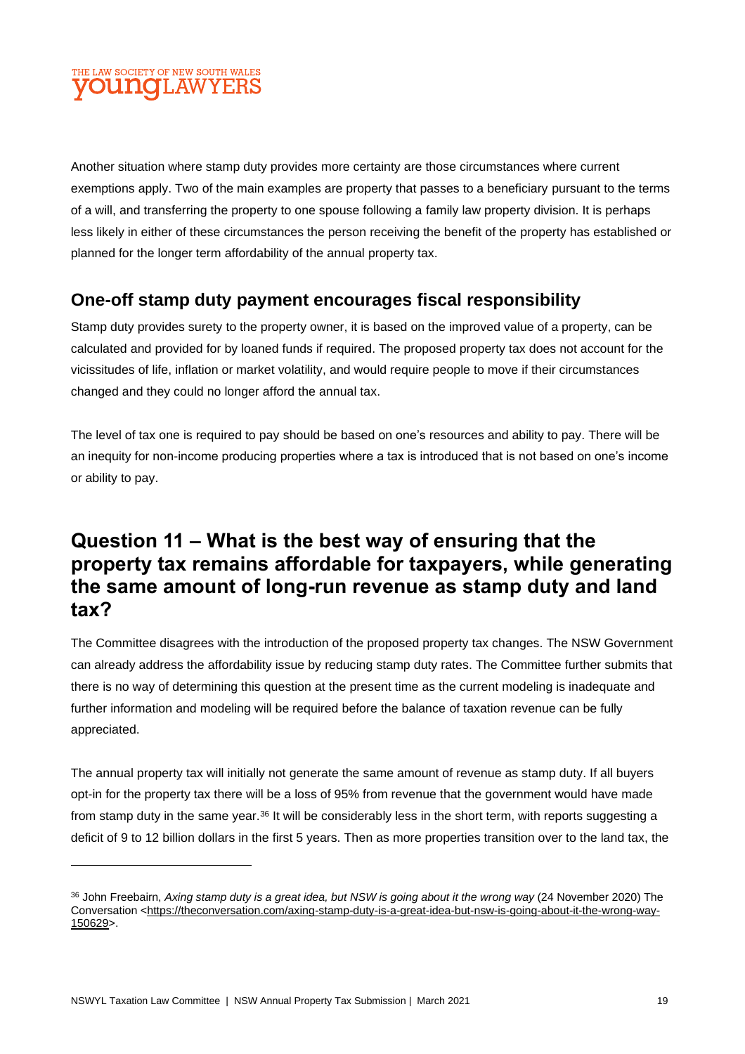Another situation where stamp duty provides more certainty are those circumstances where current exemptions apply. Two of the main examples are property that passes to a beneficiary pursuant to the terms of a will, and transferring the property to one spouse following a family law property division. It is perhaps less likely in either of these circumstances the person receiving the benefit of the property has established or planned for the longer term affordability of the annual property tax.

### One-off stamp duty payment encourages fiscal responsibility

Stamp duty provides surety to the property owner, it is based on the improved value of a property, can be calculated and provided for by loaned funds if required. The proposed property tax does not account for the vicissitudes of life, inflation or market volatility, and would require people to move if their circumstances changed and they could no longer afford the annual tax.

The level of tax one is required to pay should be based on one's resources and ability to pay. There will be an inequity for non-income producing properties where a tax is introduced that is not based on one's income or ability to pay.

## Question 11 – What is the best way of ensuring that the property tax remains affordable for taxpayers, while generating the same amount of long-run revenue as stamp duty and land tax?

The Committee disagrees with the introduction of the proposed property tax changes. The NSW Government can already address the affordability issue by reducing stamp duty rates. The Committee further submits that there is no way of determining this question at the present time as the current modeling is inadequate and further information and modeling will be required before the balance of taxation revenue can be fully appreciated.

The annual property tax will initially not generate the same amount of revenue as stamp duty. If all buyers opt-in for the property tax there will be a loss of 95% from revenue that the government would have made from stamp duty in the same year.[36] It will be considerably less in the short term, with reports suggesting a deficit of 9 to 12 billion dollars in the first 5 years. Then as more properties transition over to the land tax, the

---

[36] John Freebairn, *Axing stamp duty is a great idea, but NSW is going about it the wrong way* (24 November 2020) The Conversation <https://theconversation.com/axing-stamp-duty-is-a-great-idea-but-nsw-is-going-about-it-the-wrong-way-150629>.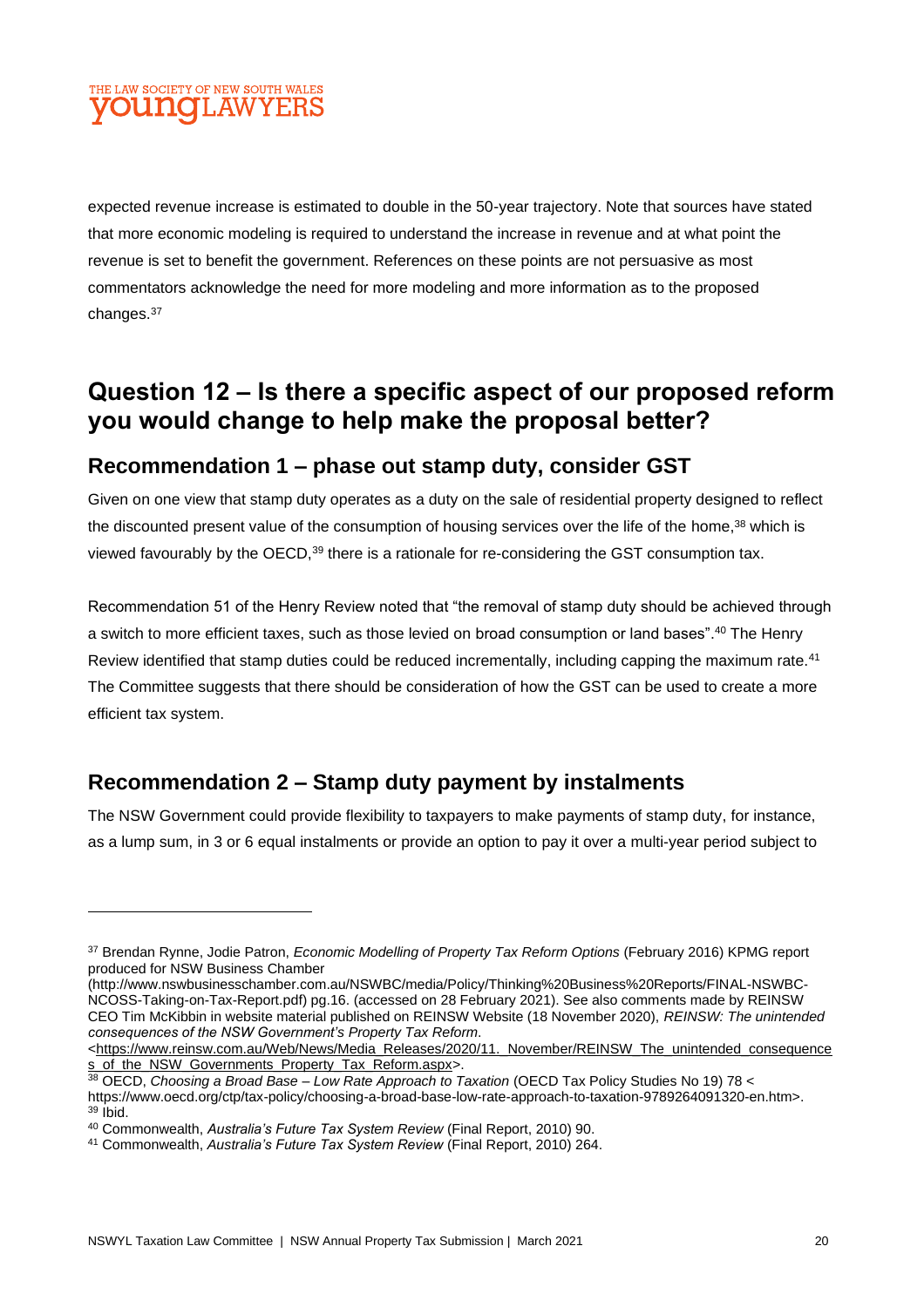expected revenue increase is estimated to double in the 50-year trajectory. Note that sources have stated that more economic modeling is required to understand the increase in revenue and at what point the revenue is set to benefit the government. References on these points are not persuasive as most commentators acknowledge the need for more modeling and more information as to the proposed changes.[37]

## Question 12 – Is there a specific aspect of our proposed reform you would change to help make the proposal better?

### Recommendation 1 – phase out stamp duty, consider GST

Given on one view that stamp duty operates as a duty on the sale of residential property designed to reflect the discounted present value of the consumption of housing services over the life of the home,[38] which is viewed favourably by the OECD,[39] there is a rationale for re-considering the GST consumption tax.

Recommendation 51 of the Henry Review noted that "the removal of stamp duty should be achieved through a switch to more efficient taxes, such as those levied on broad consumption or land bases".[40] The Henry Review identified that stamp duties could be reduced incrementally, including capping the maximum rate.[41] The Committee suggests that there should be consideration of how the GST can be used to create a more efficient tax system.

### Recommendation 2 – Stamp duty payment by instalments

The NSW Government could provide flexibility to taxpayers to make payments of stamp duty, for instance, as a lump sum, in 3 or 6 equal instalments or provide an option to pay it over a multi-year period subject to

---

[37] Brendan Rynne, Jodie Patron, *Economic Modelling of Property Tax Reform Options* (February 2016) KPMG report produced for NSW Business Chamber (http://www.nswbusinesschamber.com.au/NSWBC/media/Policy/Thinking%20Business%20Reports/FINAL-NSWBC-NCOSS-Taking-on-Tax-Report.pdf) pg.16. (accessed on 28 February 2021). See also comments made by REINSW CEO Tim McKibbin in website material published on REINSW Website (18 November 2020), *REINSW: The unintended consequences of the NSW Government's Property Tax Reform.* <https://www.reinsw.com.au/Web/News/Media_Releases/2020/11._November/REINSW_The_unintended_consequences_of_the_NSW_Governments_Property_Tax_Reform.aspx>.

[38] OECD, *Choosing a Broad Base – Low Rate Approach to Taxation* (OECD Tax Policy Studies No 19) 78 < https://www.oecd.org/ctp/tax-policy/choosing-a-broad-base-low-rate-approach-to-taxation-9789264091320-en.htm>.

[39] Ibid.

[40] Commonwealth, *Australia's Future Tax System Review* (Final Report, 2010) 90.

[41] Commonwealth, *Australia's Future Tax System Review* (Final Report, 2010) 264.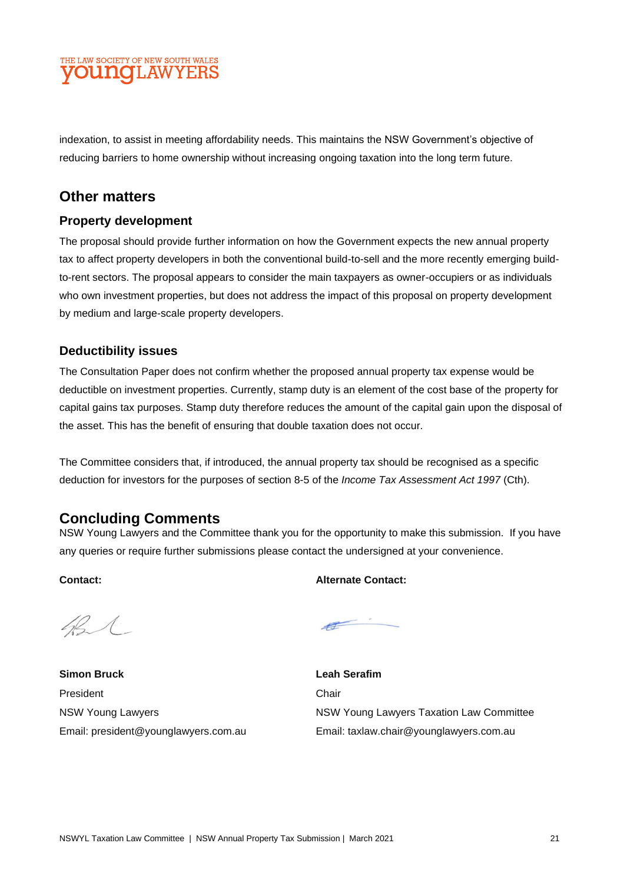indexation, to assist in meeting affordability needs. This maintains the NSW Government's objective of reducing barriers to home ownership without increasing ongoing taxation into the long term future.

## Other matters

### Property development

The proposal should provide further information on how the Government expects the new annual property tax to affect property developers in both the conventional build-to-sell and the more recently emerging build-to-rent sectors. The proposal appears to consider the main taxpayers as owner-occupiers or as individuals who own investment properties, but does not address the impact of this proposal on property development by medium and large-scale property developers.

### Deductibility issues

The Consultation Paper does not confirm whether the proposed annual property tax expense would be deductible on investment properties. Currently, stamp duty is an element of the cost base of the property for capital gains tax purposes. Stamp duty therefore reduces the amount of the capital gain upon the disposal of the asset. This has the benefit of ensuring that double taxation does not occur.

The Committee considers that, if introduced, the annual property tax should be recognised as a specific deduction for investors for the purposes of section 8-5 of the *Income Tax Assessment Act 1997* (Cth).

## Concluding Comments

NSW Young Lawyers and the Committee thank you for the opportunity to make this submission. If you have any queries or require further submissions please contact the undersigned at your convenience.

**Contact:**

**Simon Bruck**
President
NSW Young Lawyers
Email: president@younglawyers.com.au

**Alternate Contact:**

**Leah Serafim**
Chair
NSW Young Lawyers Taxation Law Committee
Email: taxlaw.chair@younglawyers.com.au